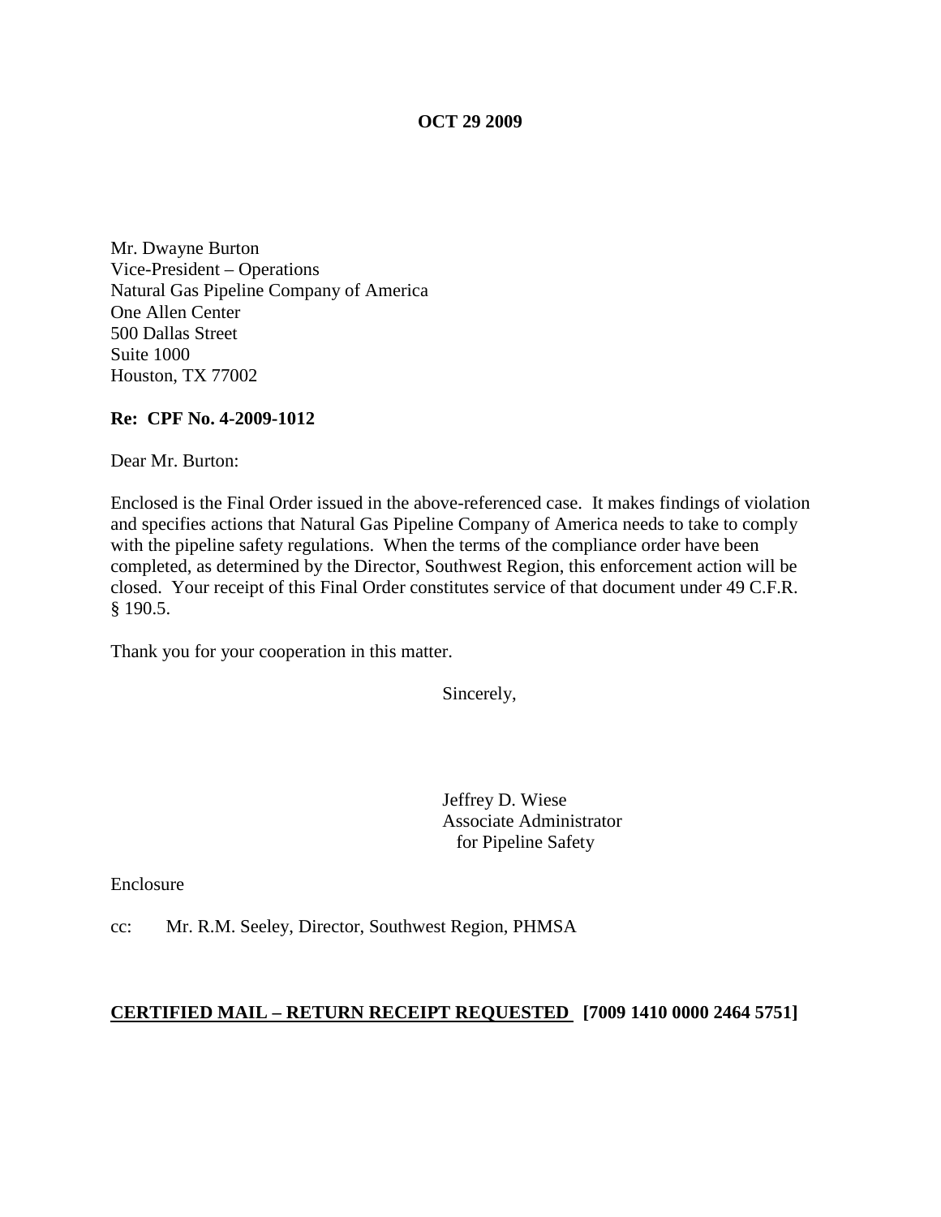**OCT 29 2009**

Mr. Dwayne Burton
Vice-President – Operations
Natural Gas Pipeline Company of America
One Allen Center
500 Dallas Street
Suite 1000
Houston, TX 77002

**Re: CPF No. 4-2009-1012**

Dear Mr. Burton:

Enclosed is the Final Order issued in the above-referenced case. It makes findings of violation and specifies actions that Natural Gas Pipeline Company of America needs to take to comply with the pipeline safety regulations. When the terms of the compliance order have been completed, as determined by the Director, Southwest Region, this enforcement action will be closed. Your receipt of this Final Order constitutes service of that document under 49 C.F.R. § 190.5.

Thank you for your cooperation in this matter.

Sincerely,

Jeffrey D. Wiese
Associate Administrator
for Pipeline Safety

Enclosure

cc: Mr. R.M. Seeley, Director, Southwest Region, PHMSA

**CERTIFIED MAIL – RETURN RECEIPT REQUESTED [7009 1410 0000 2464 5751]**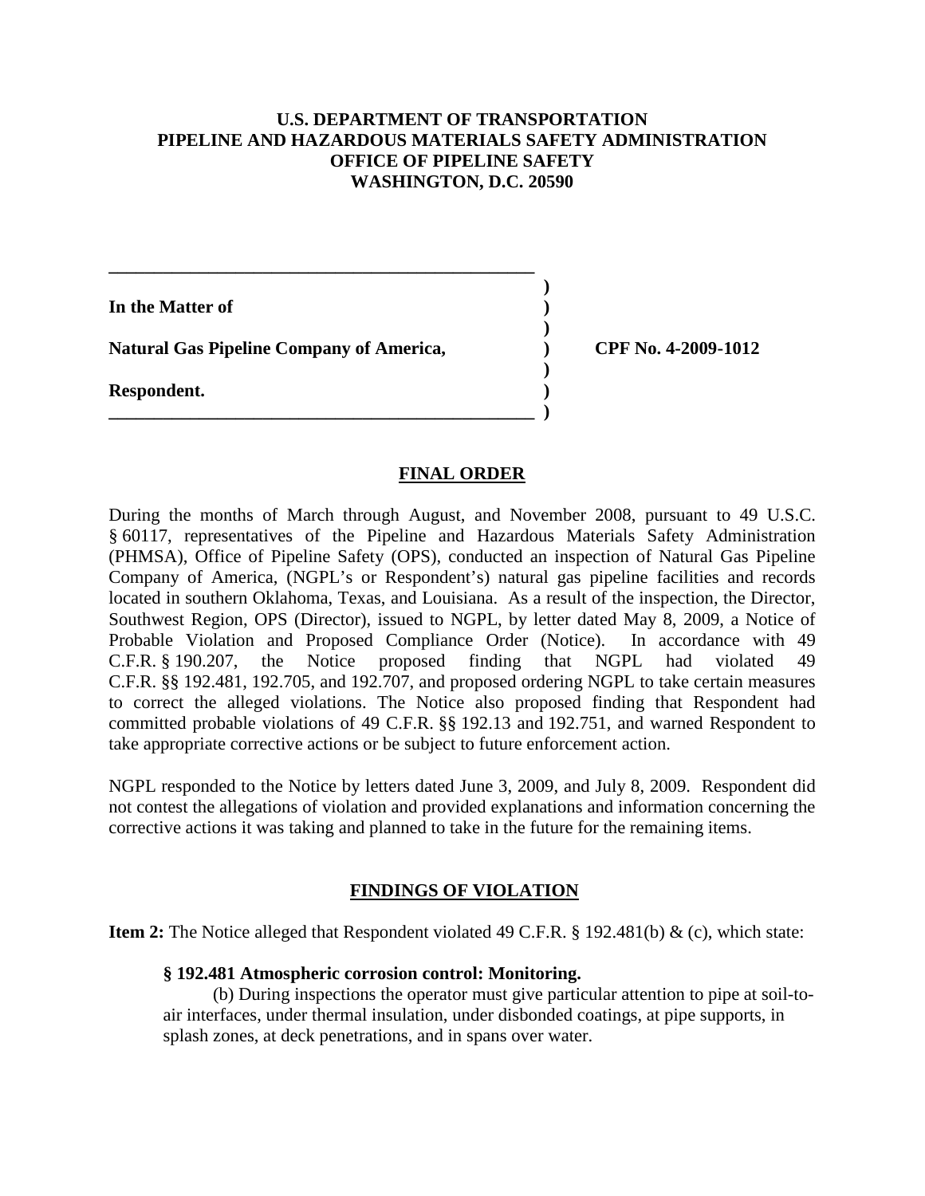**U.S. DEPARTMENT OF TRANSPORTATION**
**PIPELINE AND HAZARDOUS MATERIALS SAFETY ADMINISTRATION**
**OFFICE OF PIPELINE SAFETY**
**WASHINGTON, D.C. 20590**

| | | |
|---|---|---|
| **In the Matter of** | ) | |
| **Natural Gas Pipeline Company of America,** | ) | **CPF No. 4-2009-1012** |
| **Respondent.** | ) | |

## FINAL ORDER

During the months of March through August, and November 2008, pursuant to 49 U.S.C. § 60117, representatives of the Pipeline and Hazardous Materials Safety Administration (PHMSA), Office of Pipeline Safety (OPS), conducted an inspection of Natural Gas Pipeline Company of America, (NGPL's or Respondent's) natural gas pipeline facilities and records located in southern Oklahoma, Texas, and Louisiana. As a result of the inspection, the Director, Southwest Region, OPS (Director), issued to NGPL, by letter dated May 8, 2009, a Notice of Probable Violation and Proposed Compliance Order (Notice). In accordance with 49 C.F.R. § 190.207, the Notice proposed finding that NGPL had violated 49 C.F.R. §§ 192.481, 192.705, and 192.707, and proposed ordering NGPL to take certain measures to correct the alleged violations. The Notice also proposed finding that Respondent had committed probable violations of 49 C.F.R. §§ 192.13 and 192.751, and warned Respondent to take appropriate corrective actions or be subject to future enforcement action.

NGPL responded to the Notice by letters dated June 3, 2009, and July 8, 2009. Respondent did not contest the allegations of violation and provided explanations and information concerning the corrective actions it was taking and planned to take in the future for the remaining items.

## FINDINGS OF VIOLATION

**Item 2:** The Notice alleged that Respondent violated 49 C.F.R. § 192.481(b) & (c), which state:

> **§ 192.481 Atmospheric corrosion control: Monitoring.**
>
> (b) During inspections the operator must give particular attention to pipe at soil-to-air interfaces, under thermal insulation, under disbonded coatings, at pipe supports, in splash zones, at deck penetrations, and in spans over water.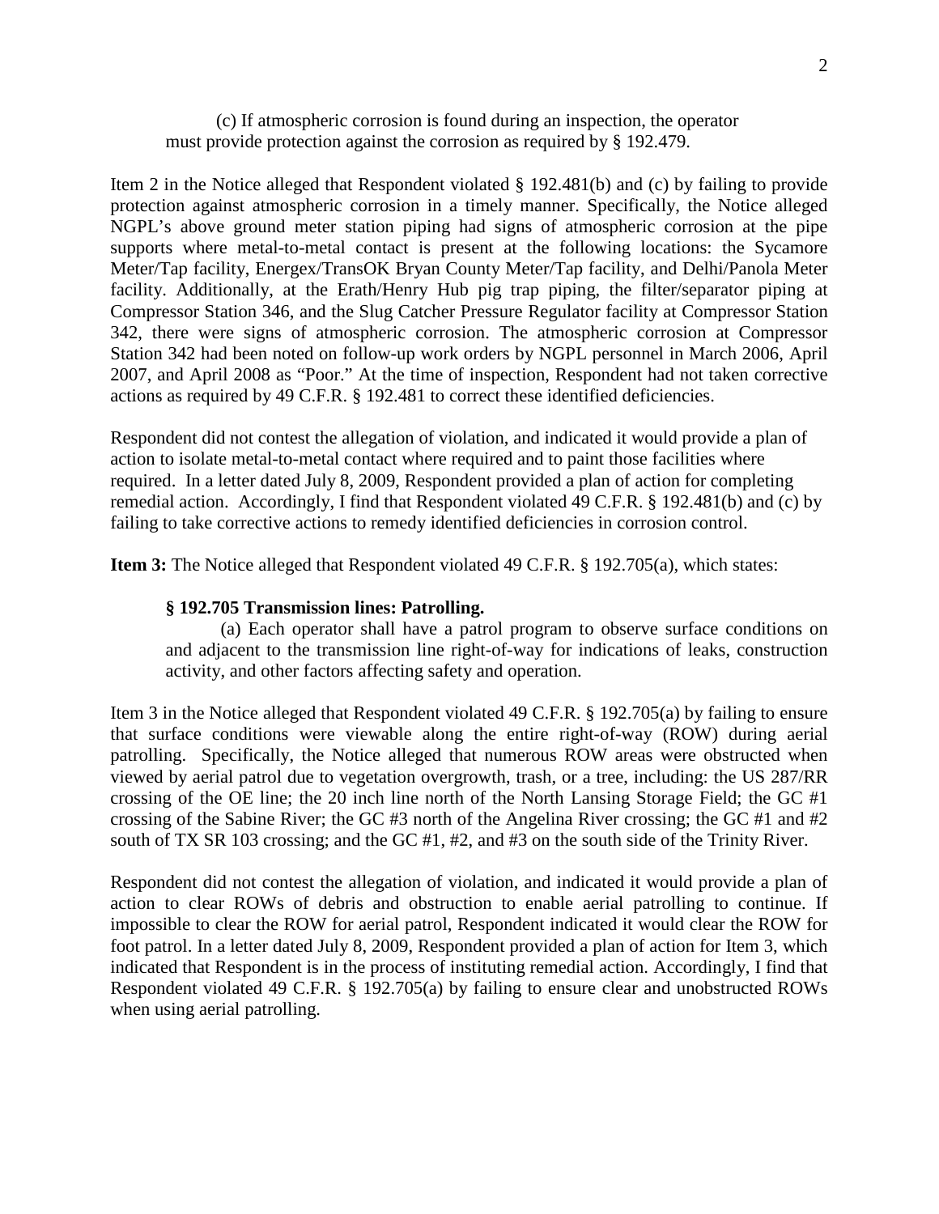(c) If atmospheric corrosion is found during an inspection, the operator must provide protection against the corrosion as required by § 192.479.

Item 2 in the Notice alleged that Respondent violated § 192.481(b) and (c) by failing to provide protection against atmospheric corrosion in a timely manner. Specifically, the Notice alleged NGPL's above ground meter station piping had signs of atmospheric corrosion at the pipe supports where metal-to-metal contact is present at the following locations: the Sycamore Meter/Tap facility, Energex/TransOK Bryan County Meter/Tap facility, and Delhi/Panola Meter facility. Additionally, at the Erath/Henry Hub pig trap piping, the filter/separator piping at Compressor Station 346, and the Slug Catcher Pressure Regulator facility at Compressor Station 342, there were signs of atmospheric corrosion. The atmospheric corrosion at Compressor Station 342 had been noted on follow-up work orders by NGPL personnel in March 2006, April 2007, and April 2008 as "Poor." At the time of inspection, Respondent had not taken corrective actions as required by 49 C.F.R. § 192.481 to correct these identified deficiencies.

Respondent did not contest the allegation of violation, and indicated it would provide a plan of action to isolate metal-to-metal contact where required and to paint those facilities where required. In a letter dated July 8, 2009, Respondent provided a plan of action for completing remedial action. Accordingly, I find that Respondent violated 49 C.F.R. § 192.481(b) and (c) by failing to take corrective actions to remedy identified deficiencies in corrosion control.

**Item 3:** The Notice alleged that Respondent violated 49 C.F.R. § 192.705(a), which states:

> **§ 192.705 Transmission lines: Patrolling.**
>
> (a) Each operator shall have a patrol program to observe surface conditions on and adjacent to the transmission line right-of-way for indications of leaks, construction activity, and other factors affecting safety and operation.

Item 3 in the Notice alleged that Respondent violated 49 C.F.R. § 192.705(a) by failing to ensure that surface conditions were viewable along the entire right-of-way (ROW) during aerial patrolling. Specifically, the Notice alleged that numerous ROW areas were obstructed when viewed by aerial patrol due to vegetation overgrowth, trash, or a tree, including: the US 287/RR crossing of the OE line; the 20 inch line north of the North Lansing Storage Field; the GC #1 crossing of the Sabine River; the GC #3 north of the Angelina River crossing; the GC #1 and #2 south of TX SR 103 crossing; and the GC #1, #2, and #3 on the south side of the Trinity River.

Respondent did not contest the allegation of violation, and indicated it would provide a plan of action to clear ROWs of debris and obstruction to enable aerial patrolling to continue. If impossible to clear the ROW for aerial patrol, Respondent indicated it would clear the ROW for foot patrol. In a letter dated July 8, 2009, Respondent provided a plan of action for Item 3, which indicated that Respondent is in the process of instituting remedial action. Accordingly, I find that Respondent violated 49 C.F.R. § 192.705(a) by failing to ensure clear and unobstructed ROWs when using aerial patrolling.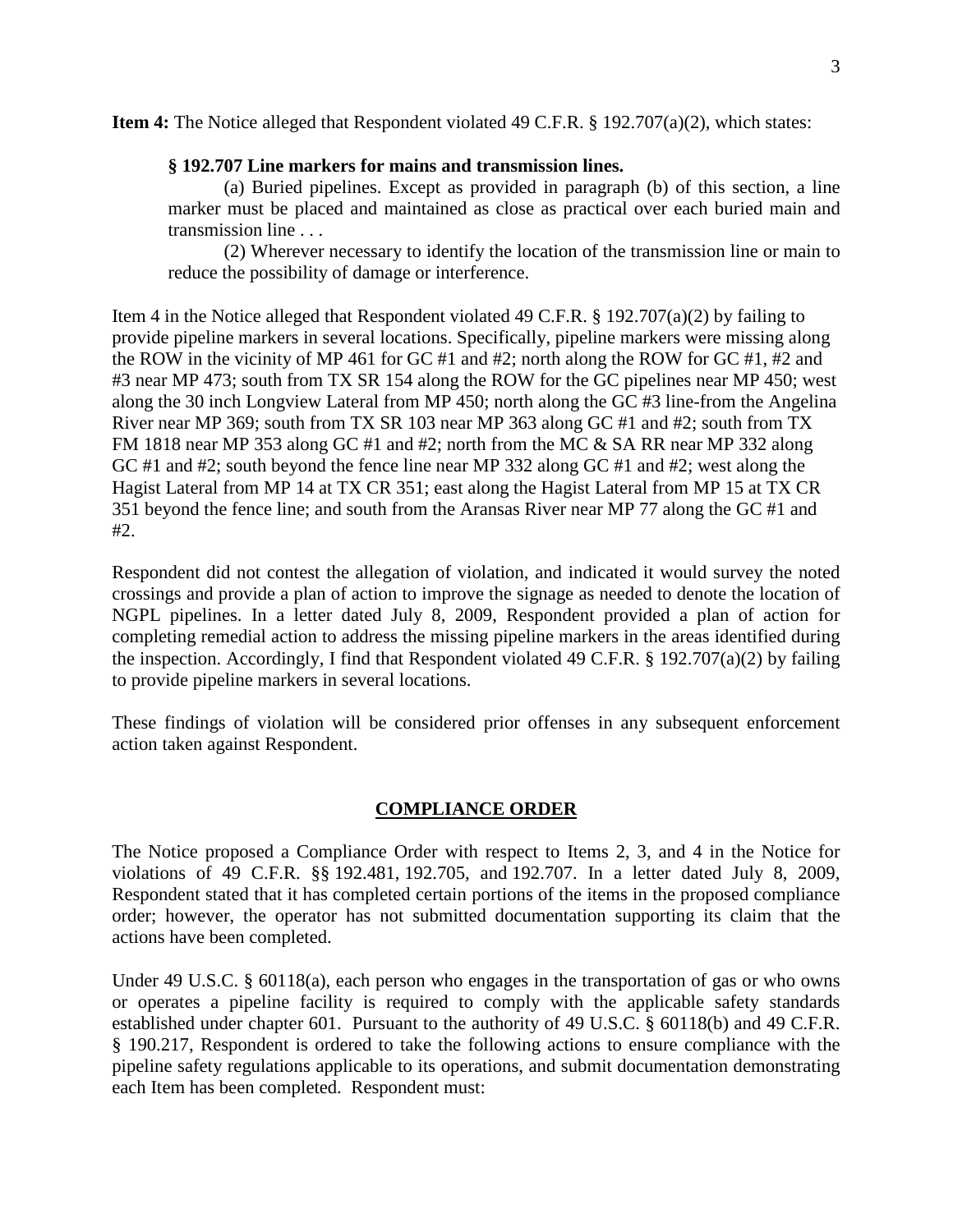**Item 4:** The Notice alleged that Respondent violated 49 C.F.R. § 192.707(a)(2), which states:

> **§ 192.707 Line markers for mains and transmission lines.**
>
> (a) Buried pipelines. Except as provided in paragraph (b) of this section, a line marker must be placed and maintained as close as practical over each buried main and transmission line . . .
>
> (2) Wherever necessary to identify the location of the transmission line or main to reduce the possibility of damage or interference.

Item 4 in the Notice alleged that Respondent violated 49 C.F.R. § 192.707(a)(2) by failing to provide pipeline markers in several locations. Specifically, pipeline markers were missing along the ROW in the vicinity of MP 461 for GC #1 and #2; north along the ROW for GC #1, #2 and #3 near MP 473; south from TX SR 154 along the ROW for the GC pipelines near MP 450; west along the 30 inch Longview Lateral from MP 450; north along the GC #3 line-from the Angelina River near MP 369; south from TX SR 103 near MP 363 along GC #1 and #2; south from TX FM 1818 near MP 353 along GC #1 and #2; north from the MC & SA RR near MP 332 along GC #1 and #2; south beyond the fence line near MP 332 along GC #1 and #2; west along the Hagist Lateral from MP 14 at TX CR 351; east along the Hagist Lateral from MP 15 at TX CR 351 beyond the fence line; and south from the Aransas River near MP 77 along the GC #1 and #2.

Respondent did not contest the allegation of violation, and indicated it would survey the noted crossings and provide a plan of action to improve the signage as needed to denote the location of NGPL pipelines. In a letter dated July 8, 2009, Respondent provided a plan of action for completing remedial action to address the missing pipeline markers in the areas identified during the inspection. Accordingly, I find that Respondent violated 49 C.F.R. § 192.707(a)(2) by failing to provide pipeline markers in several locations.

These findings of violation will be considered prior offenses in any subsequent enforcement action taken against Respondent.

## COMPLIANCE ORDER

The Notice proposed a Compliance Order with respect to Items 2, 3, and 4 in the Notice for violations of 49 C.F.R. §§ 192.481, 192.705, and 192.707. In a letter dated July 8, 2009, Respondent stated that it has completed certain portions of the items in the proposed compliance order; however, the operator has not submitted documentation supporting its claim that the actions have been completed.

Under 49 U.S.C. § 60118(a), each person who engages in the transportation of gas or who owns or operates a pipeline facility is required to comply with the applicable safety standards established under chapter 601. Pursuant to the authority of 49 U.S.C. § 60118(b) and 49 C.F.R. § 190.217, Respondent is ordered to take the following actions to ensure compliance with the pipeline safety regulations applicable to its operations, and submit documentation demonstrating each Item has been completed. Respondent must: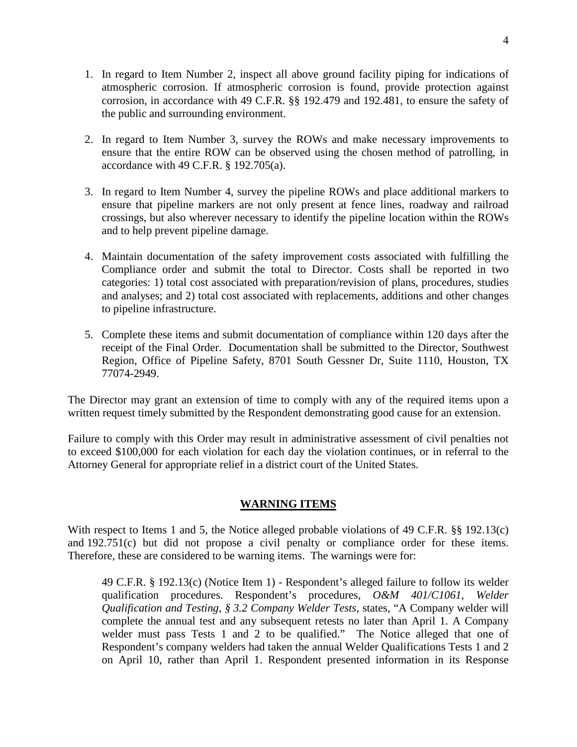1. In regard to Item Number 2, inspect all above ground facility piping for indications of atmospheric corrosion. If atmospheric corrosion is found, provide protection against corrosion, in accordance with 49 C.F.R. §§ 192.479 and 192.481, to ensure the safety of the public and surrounding environment.

2. In regard to Item Number 3, survey the ROWs and make necessary improvements to ensure that the entire ROW can be observed using the chosen method of patrolling, in accordance with 49 C.F.R. § 192.705(a).

3. In regard to Item Number 4, survey the pipeline ROWs and place additional markers to ensure that pipeline markers are not only present at fence lines, roadway and railroad crossings, but also wherever necessary to identify the pipeline location within the ROWs and to help prevent pipeline damage.

4. Maintain documentation of the safety improvement costs associated with fulfilling the Compliance order and submit the total to Director. Costs shall be reported in two categories: 1) total cost associated with preparation/revision of plans, procedures, studies and analyses; and 2) total cost associated with replacements, additions and other changes to pipeline infrastructure.

5. Complete these items and submit documentation of compliance within 120 days after the receipt of the Final Order. Documentation shall be submitted to the Director, Southwest Region, Office of Pipeline Safety, 8701 South Gessner Dr, Suite 1110, Houston, TX 77074-2949.

The Director may grant an extension of time to comply with any of the required items upon a written request timely submitted by the Respondent demonstrating good cause for an extension.

Failure to comply with this Order may result in administrative assessment of civil penalties not to exceed $100,000 for each violation for each day the violation continues, or in referral to the Attorney General for appropriate relief in a district court of the United States.

## WARNING ITEMS

With respect to Items 1 and 5, the Notice alleged probable violations of 49 C.F.R. §§ 192.13(c) and 192.751(c) but did not propose a civil penalty or compliance order for these items. Therefore, these are considered to be warning items. The warnings were for:

> 49 C.F.R. § 192.13(c) (Notice Item 1) - Respondent's alleged failure to follow its welder qualification procedures. Respondent's procedures, *O&M 401/C1061, Welder Qualification and Testing, § 3.2 Company Welder Tests*, states, "A Company welder will complete the annual test and any subsequent retests no later than April 1. A Company welder must pass Tests 1 and 2 to be qualified." The Notice alleged that one of Respondent's company welders had taken the annual Welder Qualifications Tests 1 and 2 on April 10, rather than April 1. Respondent presented information in its Response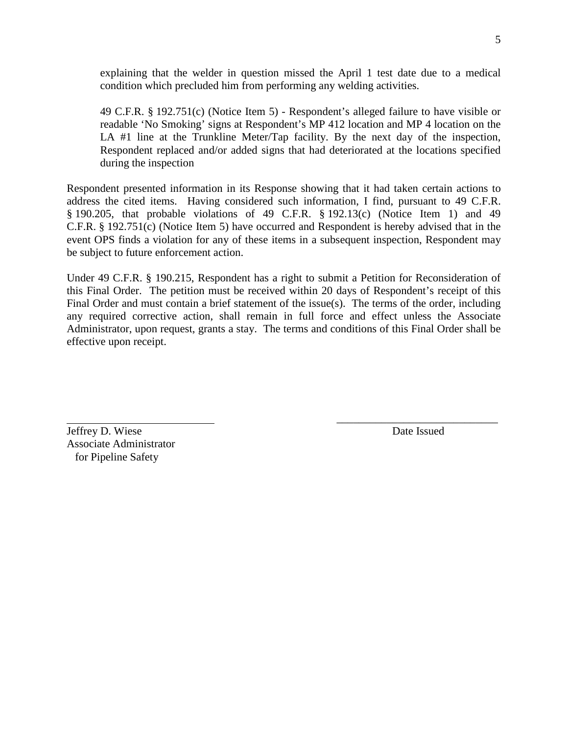explaining that the welder in question missed the April 1 test date due to a medical condition which precluded him from performing any welding activities.

49 C.F.R. § 192.751(c) (Notice Item 5) - Respondent's alleged failure to have visible or readable 'No Smoking' signs at Respondent's MP 412 location and MP 4 location on the LA #1 line at the Trunkline Meter/Tap facility. By the next day of the inspection, Respondent replaced and/or added signs that had deteriorated at the locations specified during the inspection

Respondent presented information in its Response showing that it had taken certain actions to address the cited items. Having considered such information, I find, pursuant to 49 C.F.R. § 190.205, that probable violations of 49 C.F.R. § 192.13(c) (Notice Item 1) and 49 C.F.R. § 192.751(c) (Notice Item 5) have occurred and Respondent is hereby advised that in the event OPS finds a violation for any of these items in a subsequent inspection, Respondent may be subject to future enforcement action.

Under 49 C.F.R. § 190.215, Respondent has a right to submit a Petition for Reconsideration of this Final Order. The petition must be received within 20 days of Respondent's receipt of this Final Order and must contain a brief statement of the issue(s). The terms of the order, including any required corrective action, shall remain in full force and effect unless the Associate Administrator, upon request, grants a stay. The terms and conditions of this Final Order shall be effective upon receipt.

___________________________ &nbsp;&nbsp;&nbsp;&nbsp;&nbsp;&nbsp;&nbsp;&nbsp;&nbsp;&nbsp; ______________________________

Jeffrey D. Wiese &nbsp;&nbsp;&nbsp;&nbsp;&nbsp;&nbsp;&nbsp;&nbsp;&nbsp;&nbsp;&nbsp;&nbsp;&nbsp;&nbsp;&nbsp;&nbsp;&nbsp;&nbsp;&nbsp;&nbsp;&nbsp;&nbsp;&nbsp;&nbsp;&nbsp;&nbsp;&nbsp;&nbsp; Date Issued
Associate Administrator
for Pipeline Safety